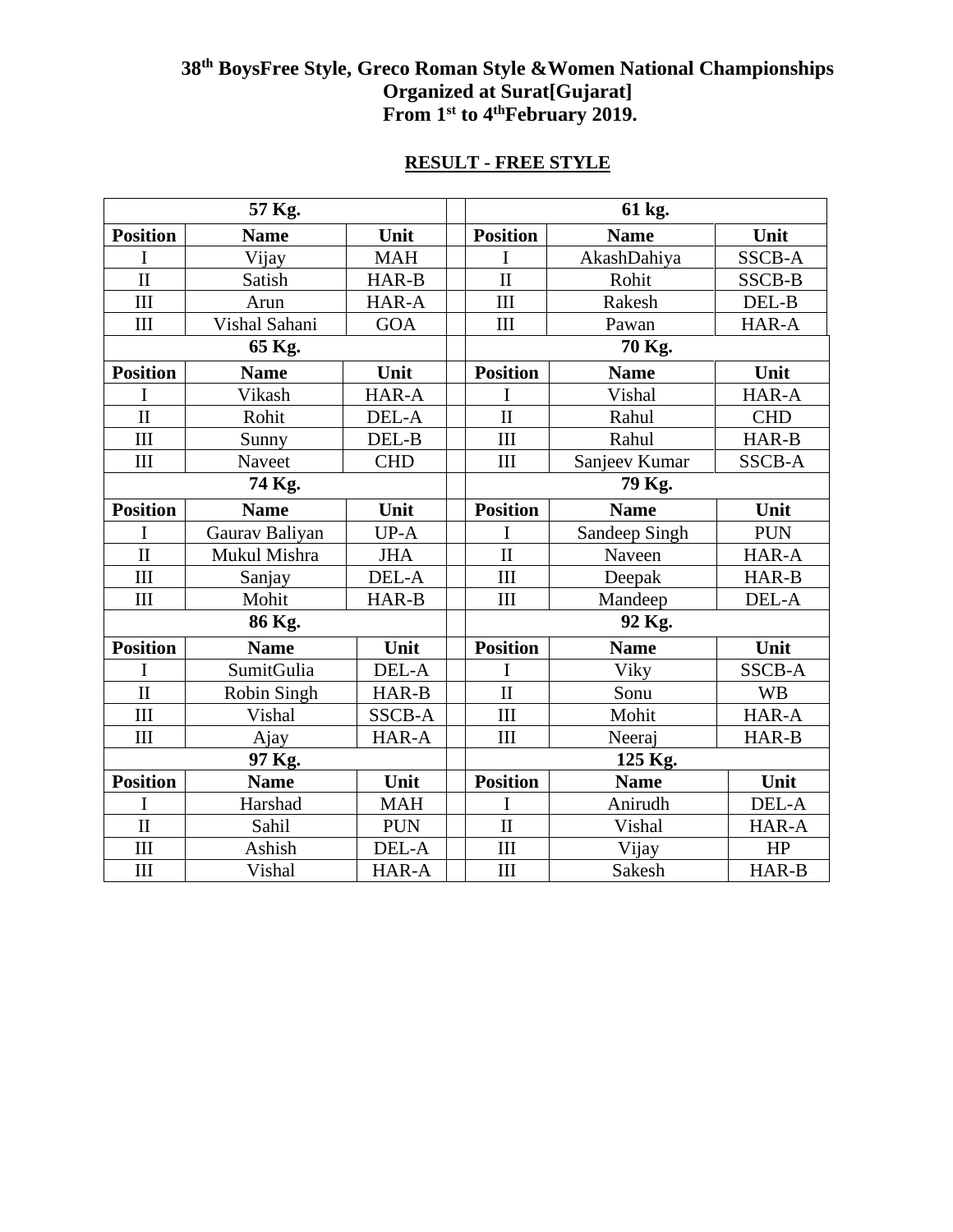# 38th BoysFree Style, Greco Roman Style &Women National Championships
## Organized at Surat[Gujarat]
## From 1st to 4thFebruary 2019.

**RESULT - FREE STYLE**

| 57 Kg. | | | | 61 kg. | | |
|---|---|---|---|---|---|---|
| **Position** | **Name** | **Unit** | | **Position** | **Name** | **Unit** |
| I | Vijay | MAH | | I | AkashDahiya | SSCB-A |
| II | Satish | HAR-B | | II | Rohit | SSCB-B |
| III | Arun | HAR-A | | III | Rakesh | DEL-B |
| III | Vishal Sahani | GOA | | III | Pawan | HAR-A |
| **65 Kg.** | | | | **70 Kg.** | | |
| **Position** | **Name** | **Unit** | | **Position** | **Name** | **Unit** |
| I | Vikash | HAR-A | | I | Vishal | HAR-A |
| II | Rohit | DEL-A | | II | Rahul | CHD |
| III | Sunny | DEL-B | | III | Rahul | HAR-B |
| III | Naveet | CHD | | III | Sanjeev Kumar | SSCB-A |
| **74 Kg.** | | | | **79 Kg.** | | |
| **Position** | **Name** | **Unit** | | **Position** | **Name** | **Unit** |
| I | Gaurav Baliyan | UP-A | | I | Sandeep Singh | PUN |
| II | Mukul Mishra | JHA | | II | Naveen | HAR-A |
| III | Sanjay | DEL-A | | III | Deepak | HAR-B |
| III | Mohit | HAR-B | | III | Mandeep | DEL-A |
| **86 Kg.** | | | | **92 Kg.** | | |
| **Position** | **Name** | **Unit** | | **Position** | **Name** | **Unit** |
| I | SumitGulia | DEL-A | | I | Viky | SSCB-A |
| II | Robin Singh | HAR-B | | II | Sonu | WB |
| III | Vishal | SSCB-A | | III | Mohit | HAR-A |
| III | Ajay | HAR-A | | III | Neeraj | HAR-B |
| **97 Kg.** | | | | **125 Kg.** | | |
| **Position** | **Name** | **Unit** | | **Position** | **Name** | **Unit** |
| I | Harshad | MAH | | I | Anirudh | DEL-A |
| II | Sahil | PUN | | II | Vishal | HAR-A |
| III | Ashish | DEL-A | | III | Vijay | HP |
| III | Vishal | HAR-A | | III | Sakesh | HAR-B |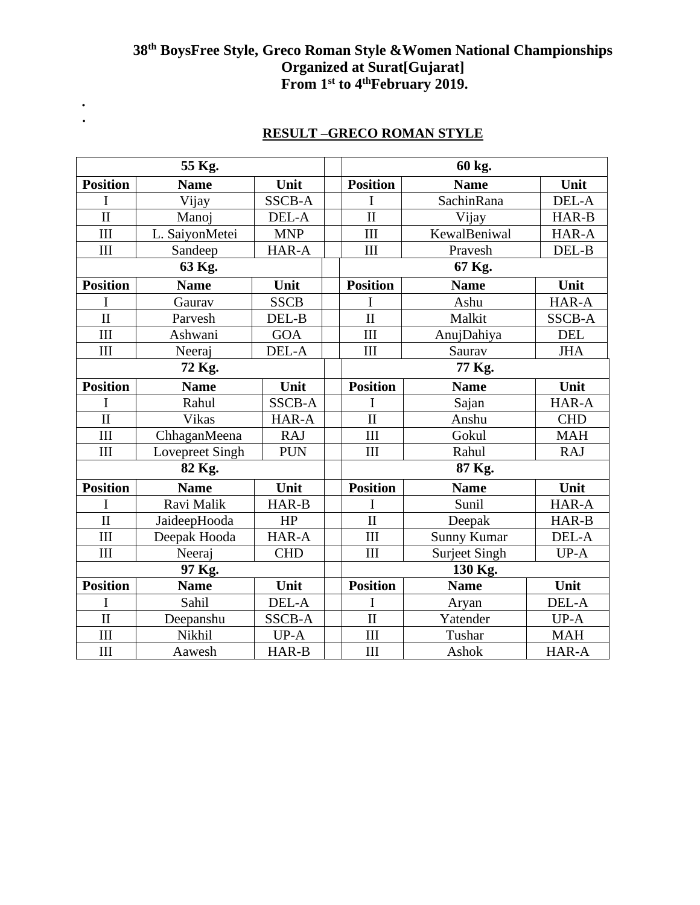**38th BoysFree Style, Greco Roman Style &Women National Championships**
**Organized at Surat[Gujarat]**
**From 1st to 4thFebruary 2019.**

.
.

**RESULT –GRECO ROMAN STYLE**

| 55 Kg. | | | | 60 kg. | | |
|---|---|---|---|---|---|---|
| **Position** | **Name** | **Unit** | | **Position** | **Name** | **Unit** |
| I | Vijay | SSCB-A | | I | SachinRana | DEL-A |
| II | Manoj | DEL-A | | II | Vijay | HAR-B |
| III | L. SaiyonMetei | MNP | | III | KewalBeniwal | HAR-A |
| III | Sandeep | HAR-A | | III | Pravesh | DEL-B |
| **63 Kg.** | | | | **67 Kg.** | | |
| **Position** | **Name** | **Unit** | | **Position** | **Name** | **Unit** |
| I | Gaurav | SSCB | | I | Ashu | HAR-A |
| II | Parvesh | DEL-B | | II | Malkit | SSCB-A |
| III | Ashwani | GOA | | III | AnujDahiya | DEL |
| III | Neeraj | DEL-A | | III | Saurav | JHA |
| **72 Kg.** | | | | **77 Kg.** | | |
| **Position** | **Name** | **Unit** | | **Position** | **Name** | **Unit** |
| I | Rahul | SSCB-A | | I | Sajan | HAR-A |
| II | Vikas | HAR-A | | II | Anshu | CHD |
| III | ChhaganMeena | RAJ | | III | Gokul | MAH |
| III | Lovepreet Singh | PUN | | III | Rahul | RAJ |
| **82 Kg.** | | | | **87 Kg.** | | |
| **Position** | **Name** | **Unit** | | **Position** | **Name** | **Unit** |
| I | Ravi Malik | HAR-B | | I | Sunil | HAR-A |
| II | JaideepHooda | HP | | II | Deepak | HAR-B |
| III | Deepak Hooda | HAR-A | | III | Sunny Kumar | DEL-A |
| III | Neeraj | CHD | | III | Surjeet Singh | UP-A |
| **97 Kg.** | | | | **130 Kg.** | | |
| **Position** | **Name** | **Unit** | | **Position** | **Name** | **Unit** |
| I | Sahil | DEL-A | | I | Aryan | DEL-A |
| II | Deepanshu | SSCB-A | | II | Yatender | UP-A |
| III | Nikhil | UP-A | | III | Tushar | MAH |
| III | Aawesh | HAR-B | | III | Ashok | HAR-A |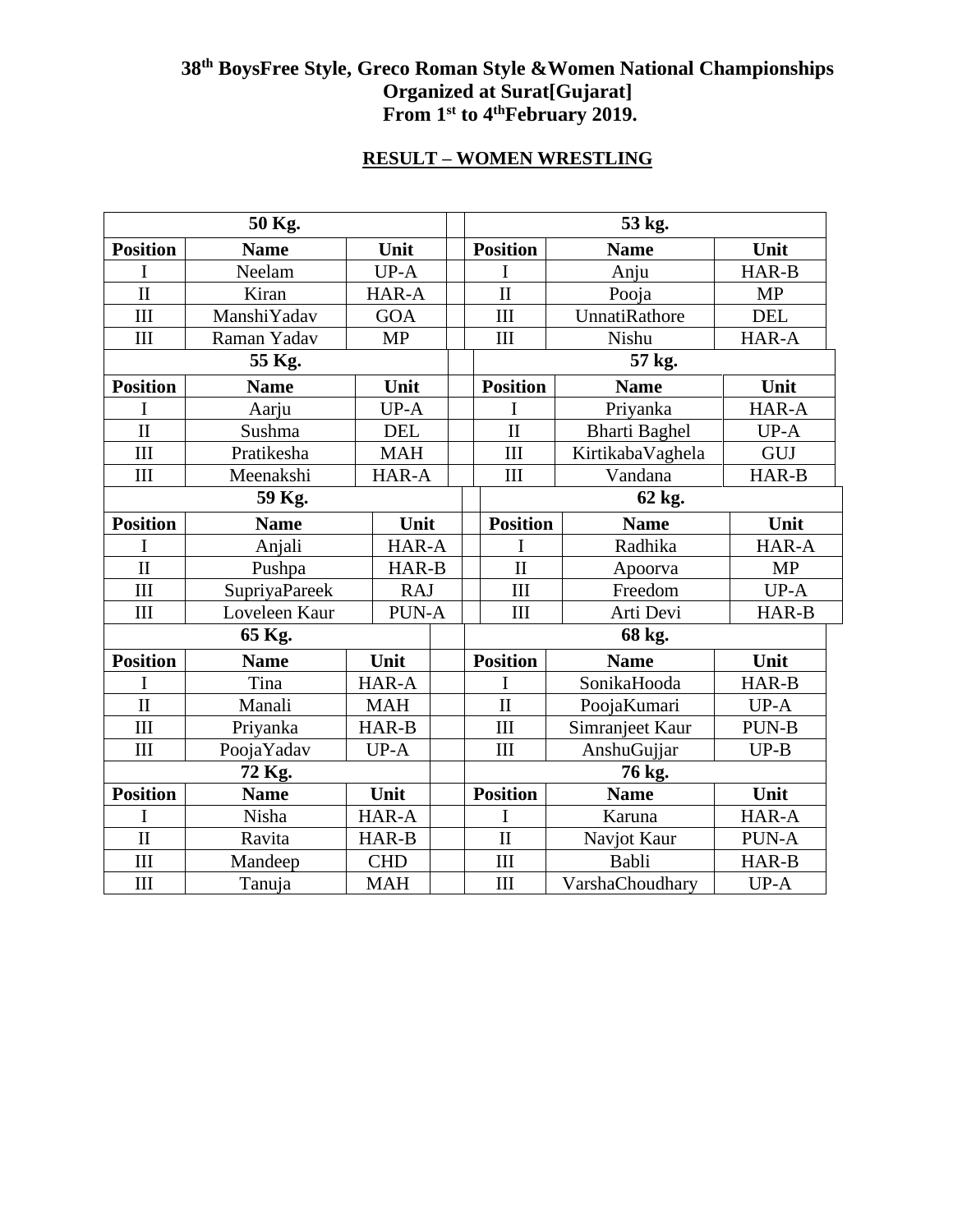# 38th BoysFree Style, Greco Roman Style &Women National Championships
## Organized at Surat[Gujarat]
## From 1st to 4thFebruary 2019.

**RESULT – WOMEN WRESTLING**

| 50 Kg. | | | | 53 kg. | | |
|---|---|---|---|---|---|---|
| **Position** | **Name** | **Unit** | | **Position** | **Name** | **Unit** |
| I | Neelam | UP-A | | I | Anju | HAR-B |
| II | Kiran | HAR-A | | II | Pooja | MP |
| III | ManshiYadav | GOA | | III | UnnatiRathore | DEL |
| III | Raman Yadav | MP | | III | Nishu | HAR-A |
| **55 Kg.** | | | | **57 kg.** | | |
| **Position** | **Name** | **Unit** | | **Position** | **Name** | **Unit** |
| I | Aarju | UP-A | | I | Priyanka | HAR-A |
| II | Sushma | DEL | | II | Bharti Baghel | UP-A |
| III | Pratikesha | MAH | | III | KirtikabaVaghela | GUJ |
| III | Meenakshi | HAR-A | | III | Vandana | HAR-B |
| **59 Kg.** | | | | **62 kg.** | | |
| **Position** | **Name** | **Unit** | | **Position** | **Name** | **Unit** |
| I | Anjali | HAR-A | | I | Radhika | HAR-A |
| II | Pushpa | HAR-B | | II | Apoorva | MP |
| III | SupriyaPareek | RAJ | | III | Freedom | UP-A |
| III | Loveleen Kaur | PUN-A | | III | Arti Devi | HAR-B |
| **65 Kg.** | | | | **68 kg.** | | |
| **Position** | **Name** | **Unit** | | **Position** | **Name** | **Unit** |
| I | Tina | HAR-A | | I | SonikaHooda | HAR-B |
| II | Manali | MAH | | II | PoojaKumari | UP-A |
| III | Priyanka | HAR-B | | III | Simranjeet Kaur | PUN-B |
| III | PoojaYadav | UP-A | | III | AnshuGujjar | UP-B |
| **72 Kg.** | | | | **76 kg.** | | |
| **Position** | **Name** | **Unit** | | **Position** | **Name** | **Unit** |
| I | Nisha | HAR-A | | I | Karuna | HAR-A |
| II | Ravita | HAR-B | | II | Navjot Kaur | PUN-A |
| III | Mandeep | CHD | | III | Babli | HAR-B |
| III | Tanuja | MAH | | III | VarshaChoudhary | UP-A |